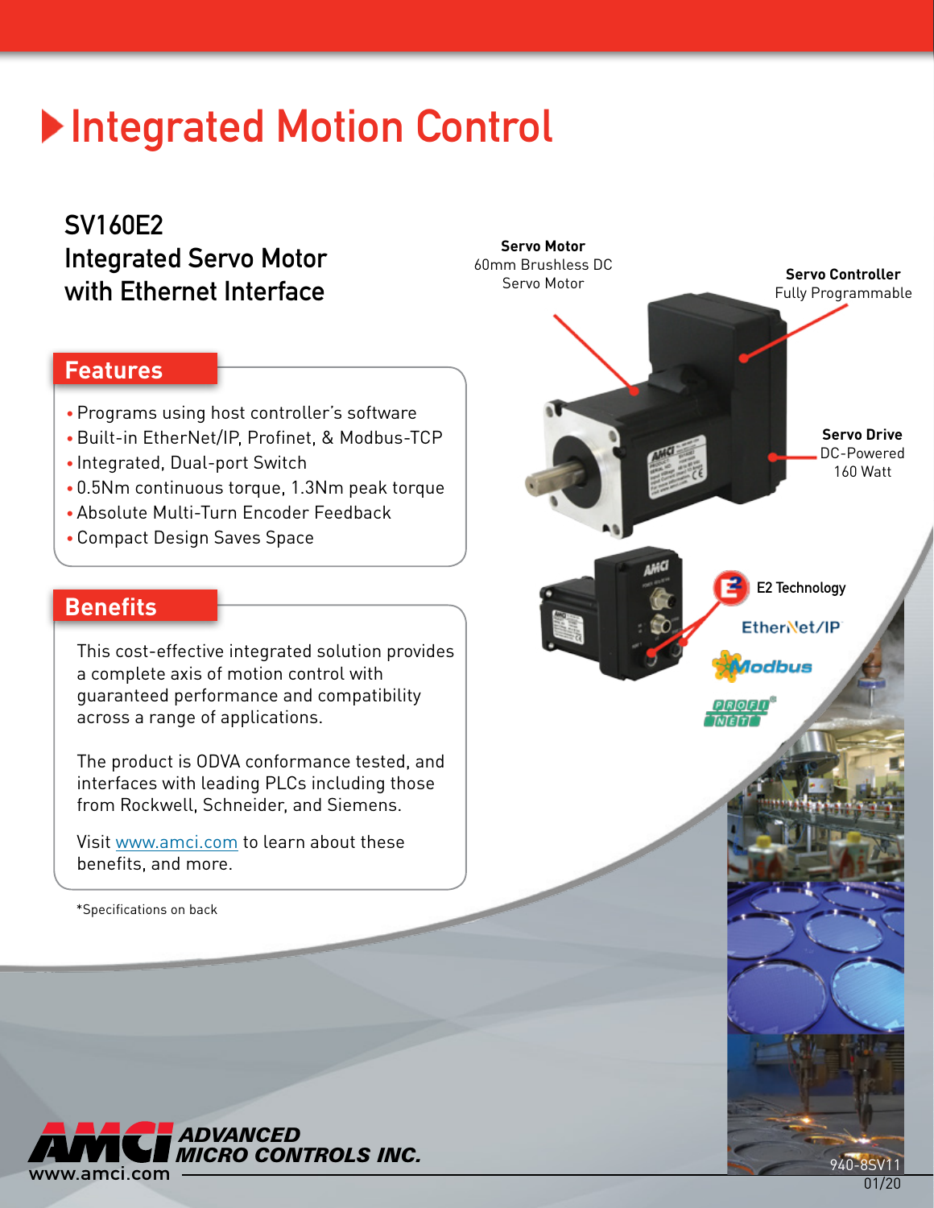# Integrated Motion Control

## SV160E2 Integrated Servo Motor with Ethernet Interface

### Features

- Programs using host controller's software
- Built-in EtherNet/IP, Profinet, & Modbus-TCP
- Integrated, Dual-port Switch
- 0.5Nm continuous torque, 1.3Nm peak torque
- Absolute Multi-Turn Encoder Feedback
- Compact Design Saves Space

### Benefits

This cost-effective integrated solution provides a complete axis of motion control with guaranteed performance and compatibility across a range of applications.

The product is ODVA conformance tested, and interfaces with leading PLCs including those from Rockwell, Schneider, and Siemens.

Visit www.amci.com to learn about these benefits, and more.

*Specifications on back

**Servo Motor**
60mm Brushless DC Servo Motor

**Servo Controller**
Fully Programmable

**Servo Drive**
DC-Powered
160 Watt

E2 Technology

EtherNet/IP

Modbus

PROFINET

AMCI ADVANCED MICRO CONTROLS INC.
www.amci.com

940-8SV11
01/20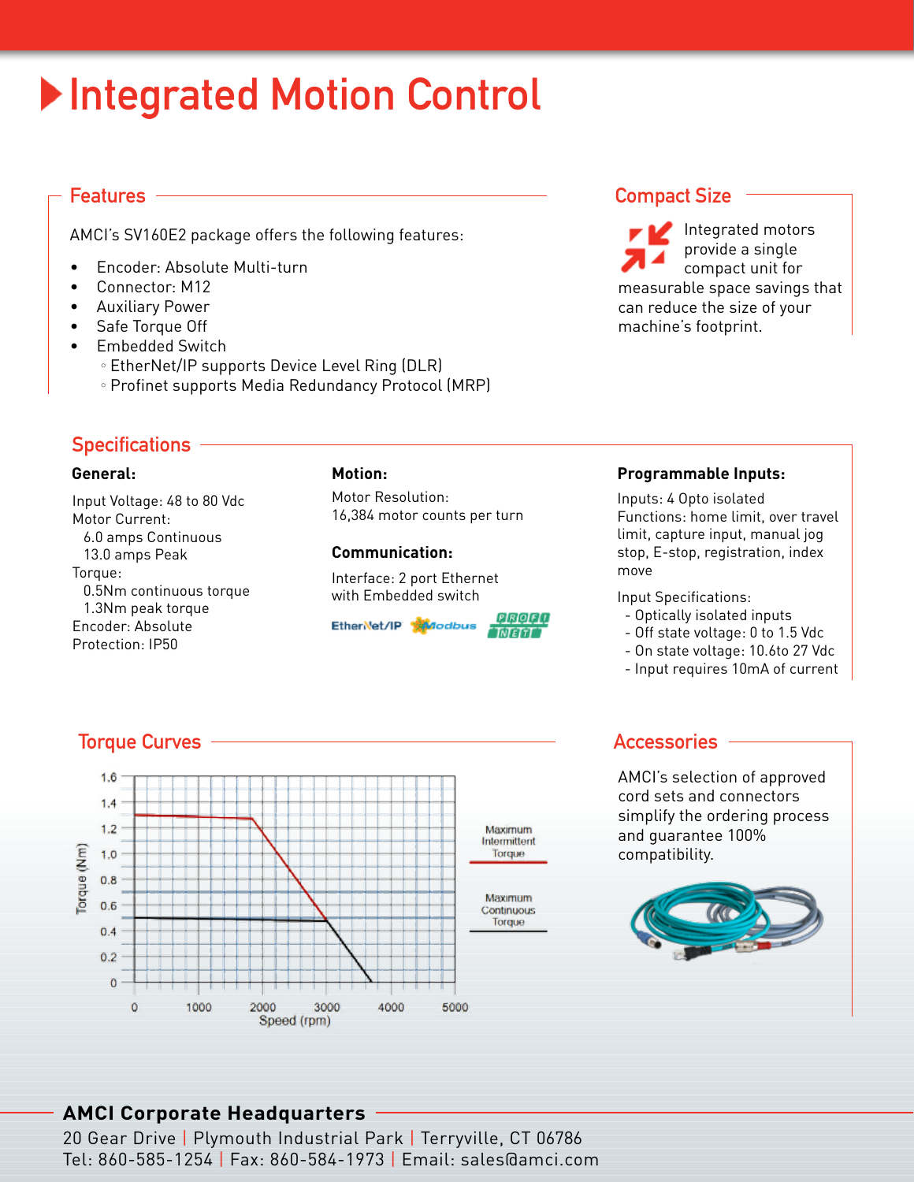# Integrated Motion Control

## Features

AMCI's SV160E2 package offers the following features:

- Encoder: Absolute Multi-turn
- Connector: M12
- Auxiliary Power
- Safe Torque Off
- Embedded Switch
  - EtherNet/IP supports Device Level Ring (DLR)
  - Profinet supports Media Redundancy Protocol (MRP)

## Compact Size

Integrated motors provide a single compact unit for measurable space savings that can reduce the size of your machine's footprint.

## Specifications

### General:

Input Voltage: 48 to 80 Vdc
Motor Current:
6.0 amps Continuous
13.0 amps Peak
Torque:
0.5Nm continuous torque
1.3Nm peak torque
Encoder: Absolute
Protection: IP50

### Motion:

Motor Resolution:
16,384 motor counts per turn

### Communication:

Interface: 2 port Ethernet with Embedded switch

EtherNet/IP Modbus PROFI NET

### Programmable Inputs:

Inputs: 4 Opto isolated
Functions: home limit, over travel limit, capture input, manual jog stop, E-stop, registration, index move

Input Specifications:
- Optically isolated inputs
- Off state voltage: 0 to 1.5 Vdc
- On state voltage: 10.6to 27 Vdc
- Input requires 10mA of current

## Torque Curves

Torque (Nm)
1.6
1.4
1.2
1.0
0.8
0.6
0.4
0.2
0

Speed (rpm)
0
1000
2000
3000
4000
5000

Maximum Intermittent Torque

Maximum Continuous Torque

## Accessories

AMCI's selection of approved cord sets and connectors simplify the ordering process and guarantee 100% compatibility.

## AMCI Corporate Headquarters

20 Gear Drive | Plymouth Industrial Park | Terryville, CT 06786
Tel: 860-585-1254 | Fax: 860-584-1973 | Email: sales@amci.com